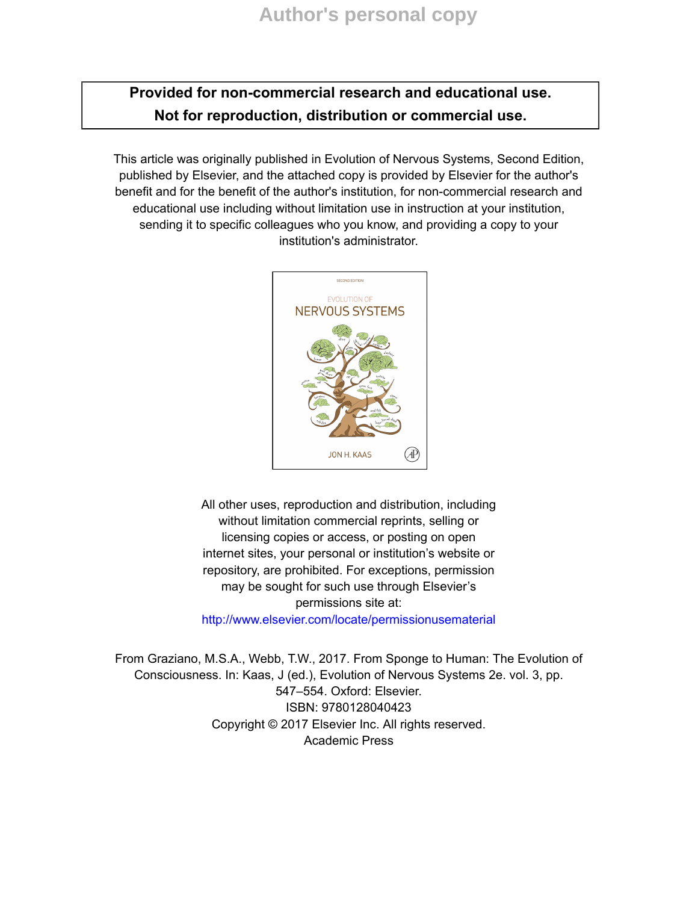Author's personal copy

**Provided for non-commercial research and educational use.**
**Not for reproduction, distribution or commercial use.**

This article was originally published in Evolution of Nervous Systems, Second Edition, published by Elsevier, and the attached copy is provided by Elsevier for the author's benefit and for the benefit of the author's institution, for non-commercial research and educational use including without limitation use in instruction at your institution, sending it to specific colleagues who you know, and providing a copy to your institution's administrator.

All other uses, reproduction and distribution, including without limitation commercial reprints, selling or licensing copies or access, or posting on open internet sites, your personal or institution's website or repository, are prohibited. For exceptions, permission may be sought for such use through Elsevier's permissions site at:
http://www.elsevier.com/locate/permissionusematerial

From Graziano, M.S.A., Webb, T.W., 2017. From Sponge to Human: The Evolution of Consciousness. In: Kaas, J (ed.), Evolution of Nervous Systems 2e. vol. 3, pp. 547–554. Oxford: Elsevier.
ISBN: 9780128040423
Copyright © 2017 Elsevier Inc. All rights reserved.
Academic Press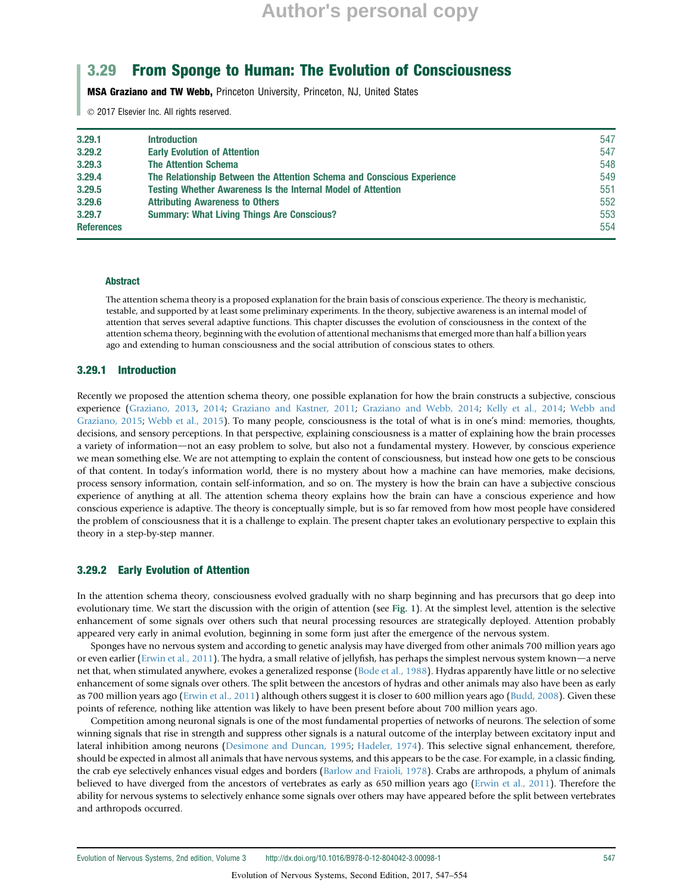# 3.29 From Sponge to Human: The Evolution of Consciousness

**MSA Graziano and TW Webb,** Princeton University, Princeton, NJ, United States

© 2017 Elsevier Inc. All rights reserved.

| | | |
|---|---|---|
| 3.29.1 | Introduction | 547 |
| 3.29.2 | Early Evolution of Attention | 547 |
| 3.29.3 | The Attention Schema | 548 |
| 3.29.4 | The Relationship Between the Attention Schema and Conscious Experience | 549 |
| 3.29.5 | Testing Whether Awareness Is the Internal Model of Attention | 551 |
| 3.29.6 | Attributing Awareness to Others | 552 |
| 3.29.7 | Summary: What Living Things Are Conscious? | 553 |
| References | | 554 |

### Abstract

The attention schema theory is a proposed explanation for the brain basis of conscious experience. The theory is mechanistic, testable, and supported by at least some preliminary experiments. In the theory, subjective awareness is an internal model of attention that serves several adaptive functions. This chapter discusses the evolution of consciousness in the context of the attention schema theory, beginning with the evolution of attentional mechanisms that emerged more than half a billion years ago and extending to human consciousness and the social attribution of conscious states to others.

## 3.29.1 Introduction

Recently we proposed the attention schema theory, one possible explanation for how the brain constructs a subjective, conscious experience (Graziano, 2013, 2014; Graziano and Kastner, 2011; Graziano and Webb, 2014; Kelly et al., 2014; Webb and Graziano, 2015; Webb et al., 2015). To many people, consciousness is the total of what is in one's mind: memories, thoughts, decisions, and sensory perceptions. In that perspective, explaining consciousness is a matter of explaining how the brain processes a variety of information—not an easy problem to solve, but also not a fundamental mystery. However, by conscious experience we mean something else. We are not attempting to explain the content of consciousness, but instead how one gets to be conscious of that content. In today's information world, there is no mystery about how a machine can have memories, make decisions, process sensory information, contain self-information, and so on. The mystery is how the brain can have a subjective conscious experience of anything at all. The attention schema theory explains how the brain can have a conscious experience and how conscious experience is adaptive. The theory is conceptually simple, but is so far removed from how most people have considered the problem of consciousness that it is a challenge to explain. The present chapter takes an evolutionary perspective to explain this theory in a step-by-step manner.

## 3.29.2 Early Evolution of Attention

In the attention schema theory, consciousness evolved gradually with no sharp beginning and has precursors that go deep into evolutionary time. We start the discussion with the origin of attention (see Fig. 1). At the simplest level, attention is the selective enhancement of some signals over others such that neural processing resources are strategically deployed. Attention probably appeared very early in animal evolution, beginning in some form just after the emergence of the nervous system.

Sponges have no nervous system and according to genetic analysis may have diverged from other animals 700 million years ago or even earlier (Erwin et al., 2011). The hydra, a small relative of jellyfish, has perhaps the simplest nervous system known—a nerve net that, when stimulated anywhere, evokes a generalized response (Bode et al., 1988). Hydras apparently have little or no selective enhancement of some signals over others. The split between the ancestors of hydras and other animals may also have been as early as 700 million years ago (Erwin et al., 2011) although others suggest it is closer to 600 million years ago (Budd, 2008). Given these points of reference, nothing like attention was likely to have been present before about 700 million years ago.

Competition among neuronal signals is one of the most fundamental properties of networks of neurons. The selection of some winning signals that rise in strength and suppress other signals is a natural outcome of the interplay between excitatory input and lateral inhibition among neurons (Desimone and Duncan, 1995; Hadeler, 1974). This selective signal enhancement, therefore, should be expected in almost all animals that have nervous systems, and this appears to be the case. For example, in a classic finding, the crab eye selectively enhances visual edges and borders (Barlow and Fraioli, 1978). Crabs are arthropods, a phylum of animals believed to have diverged from the ancestors of vertebrates as early as 650 million years ago (Erwin et al., 2011). Therefore the ability for nervous systems to selectively enhance some signals over others may have appeared before the split between vertebrates and arthropods occurred.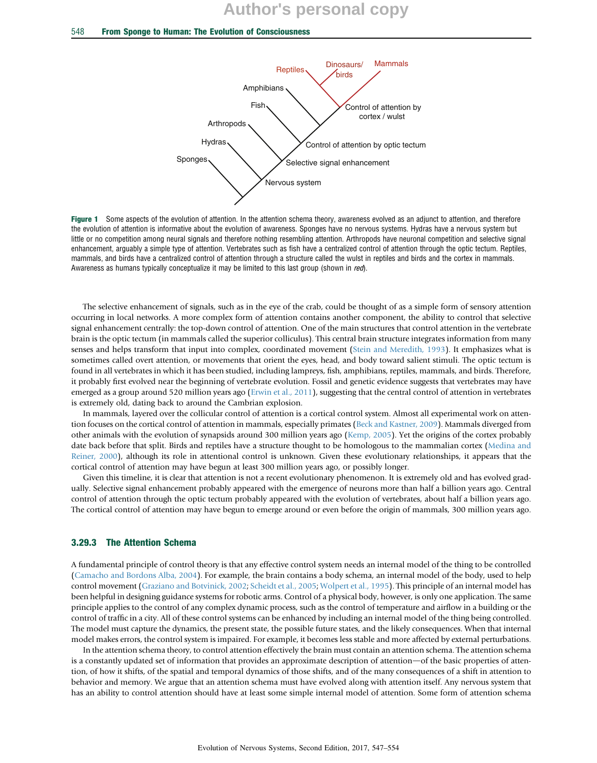Figure 1 Some aspects of the evolution of attention. In the attention schema theory, awareness evolved as an adjunct to attention, and therefore the evolution of attention is informative about the evolution of awareness. Sponges have no nervous systems. Hydras have a nervous system but little or no competition among neural signals and therefore nothing resembling attention. Arthropods have neuronal competition and selective signal enhancement, arguably a simple type of attention. Vertebrates such as fish have a centralized control of attention through the optic tectum. Reptiles, mammals, and birds have a centralized control of attention through a structure called the wulst in reptiles and birds and the cortex in mammals. Awareness as humans typically conceptualize it may be limited to this last group (shown in *red*).

The selective enhancement of signals, such as in the eye of the crab, could be thought of as a simple form of sensory attention occurring in local networks. A more complex form of attention contains another component, the ability to control that selective signal enhancement centrally: the top-down control of attention. One of the main structures that control attention in the vertebrate brain is the optic tectum (in mammals called the superior colliculus). This central brain structure integrates information from many senses and helps transform that input into complex, coordinated movement (Stein and Meredith, 1993). It emphasizes what is sometimes called overt attention, or movements that orient the eyes, head, and body toward salient stimuli. The optic tectum is found in all vertebrates in which it has been studied, including lampreys, fish, amphibians, reptiles, mammals, and birds. Therefore, it probably first evolved near the beginning of vertebrate evolution. Fossil and genetic evidence suggests that vertebrates may have emerged as a group around 520 million years ago (Erwin et al., 2011), suggesting that the central control of attention in vertebrates is extremely old, dating back to around the Cambrian explosion.

In mammals, layered over the collicular control of attention is a cortical control system. Almost all experimental work on attention focuses on the cortical control of attention in mammals, especially primates (Beck and Kastner, 2009). Mammals diverged from other animals with the evolution of synapsids around 300 million years ago (Kemp, 2005). Yet the origins of the cortex probably date back before that split. Birds and reptiles have a structure thought to be homologous to the mammalian cortex (Medina and Reiner, 2000), although its role in attentional control is unknown. Given these evolutionary relationships, it appears that the cortical control of attention may have begun at least 300 million years ago, or possibly longer.

Given this timeline, it is clear that attention is not a recent evolutionary phenomenon. It is extremely old and has evolved gradually. Selective signal enhancement probably appeared with the emergence of neurons more than half a billion years ago. Central control of attention through the optic tectum probably appeared with the evolution of vertebrates, about half a billion years ago. The cortical control of attention may have begun to emerge around or even before the origin of mammals, 300 million years ago.

### 3.29.3 The Attention Schema

A fundamental principle of control theory is that any effective control system needs an internal model of the thing to be controlled (Camacho and Bordons Alba, 2004). For example, the brain contains a body schema, an internal model of the body, used to help control movement (Graziano and Botvinick, 2002; Scheidt et al., 2005; Wolpert et al., 1995). This principle of an internal model has been helpful in designing guidance systems for robotic arms. Control of a physical body, however, is only one application. The same principle applies to the control of any complex dynamic process, such as the control of temperature and airflow in a building or the control of traffic in a city. All of these control systems can be enhanced by including an internal model of the thing being controlled. The model must capture the dynamics, the present state, the possible future states, and the likely consequences. When that internal model makes errors, the control system is impaired. For example, it becomes less stable and more affected by external perturbations.

In the attention schema theory, to control attention effectively the brain must contain an attention schema. The attention schema is a constantly updated set of information that provides an approximate description of attention—of the basic properties of attention, of how it shifts, of the spatial and temporal dynamics of those shifts, and of the many consequences of a shift in attention to behavior and memory. We argue that an attention schema must have evolved along with attention itself. Any nervous system that has an ability to control attention should have at least some simple internal model of attention. Some form of attention schema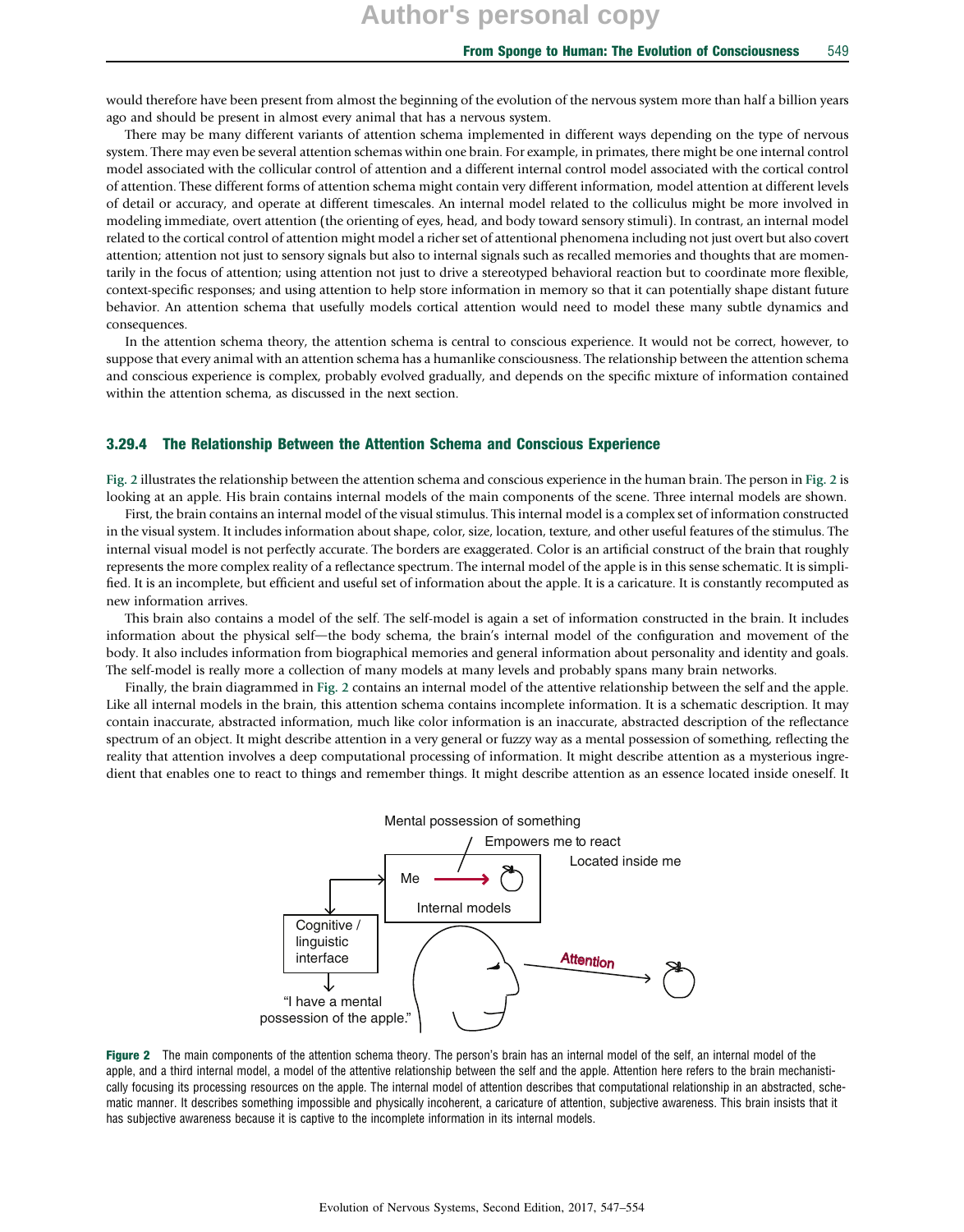would therefore have been present from almost the beginning of the evolution of the nervous system more than half a billion years ago and should be present in almost every animal that has a nervous system.

There may be many different variants of attention schema implemented in different ways depending on the type of nervous system. There may even be several attention schemas within one brain. For example, in primates, there might be one internal control model associated with the collicular control of attention and a different internal control model associated with the cortical control of attention. These different forms of attention schema might contain very different information, model attention at different levels of detail or accuracy, and operate at different timescales. An internal model related to the colliculus might be more involved in modeling immediate, overt attention (the orienting of eyes, head, and body toward sensory stimuli). In contrast, an internal model related to the cortical control of attention might model a richer set of attentional phenomena including not just overt but also covert attention; attention not just to sensory signals but also to internal signals such as recalled memories and thoughts that are momentarily in the focus of attention; using attention not just to drive a stereotyped behavioral reaction but to coordinate more flexible, context-specific responses; and using attention to help store information in memory so that it can potentially shape distant future behavior. An attention schema that usefully models cortical attention would need to model these many subtle dynamics and consequences.

In the attention schema theory, the attention schema is central to conscious experience. It would not be correct, however, to suppose that every animal with an attention schema has a humanlike consciousness. The relationship between the attention schema and conscious experience is complex, probably evolved gradually, and depends on the specific mixture of information contained within the attention schema, as discussed in the next section.

### 3.29.4 The Relationship Between the Attention Schema and Conscious Experience

Fig. 2 illustrates the relationship between the attention schema and conscious experience in the human brain. The person in Fig. 2 is looking at an apple. His brain contains internal models of the main components of the scene. Three internal models are shown.

First, the brain contains an internal model of the visual stimulus. This internal model is a complex set of information constructed in the visual system. It includes information about shape, color, size, location, texture, and other useful features of the stimulus. The internal visual model is not perfectly accurate. The borders are exaggerated. Color is an artificial construct of the brain that roughly represents the more complex reality of a reflectance spectrum. The internal model of the apple is in this sense schematic. It is simplified. It is an incomplete, but efficient and useful set of information about the apple. It is a caricature. It is constantly recomputed as new information arrives.

This brain also contains a model of the self. The self-model is again a set of information constructed in the brain. It includes information about the physical self—the body schema, the brain's internal model of the configuration and movement of the body. It also includes information from biographical memories and general information about personality and identity and goals. The self-model is really more a collection of many models at many levels and probably spans many brain networks.

Finally, the brain diagrammed in Fig. 2 contains an internal model of the attentive relationship between the self and the apple. Like all internal models in the brain, this attention schema contains incomplete information. It is a schematic description. It may contain inaccurate, abstracted information, much like color information is an inaccurate, abstracted description of the reflectance spectrum of an object. It might describe attention in a very general or fuzzy way as a mental possession of something, reflecting the reality that attention involves a deep computational processing of information. It might describe attention as a mysterious ingredient that enables one to react to things and remember things. It might describe attention as an essence located inside oneself. It

**Figure 2** The main components of the attention schema theory. The person's brain has an internal model of the self, an internal model of the apple, and a third internal model, a model of the attentive relationship between the self and the apple. Attention here refers to the brain mechanistically focusing its processing resources on the apple. The internal model of attention describes that computational relationship in an abstracted, schematic manner. It describes something impossible and physically incoherent, a caricature of attention, subjective awareness. This brain insists that it has subjective awareness because it is captive to the incomplete information in its internal models.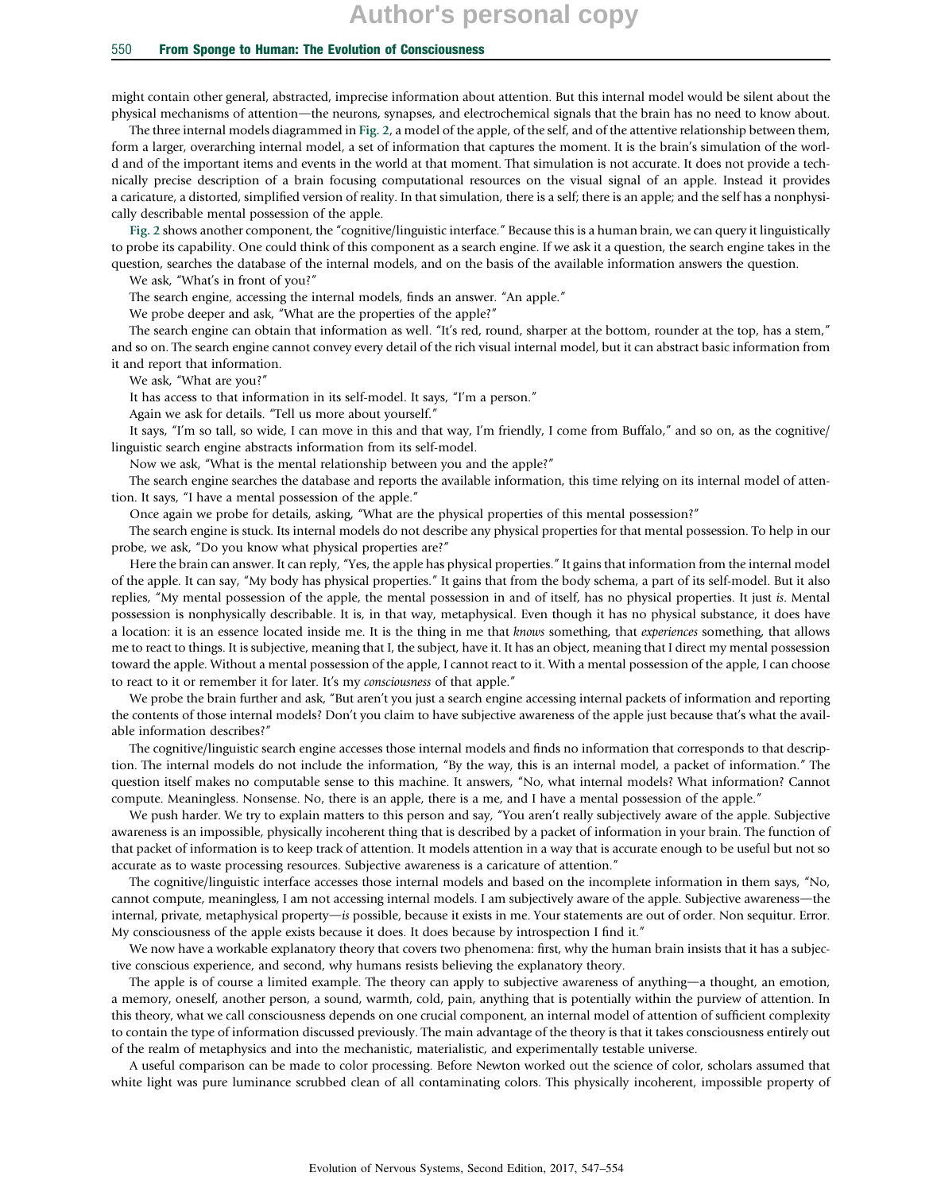might contain other general, abstracted, imprecise information about attention. But this internal model would be silent about the physical mechanisms of attention—the neurons, synapses, and electrochemical signals that the brain has no need to know about.

The three internal models diagrammed in Fig. 2, a model of the apple, of the self, and of the attentive relationship between them, form a larger, overarching internal model, a set of information that captures the moment. It is the brain's simulation of the world and of the important items and events in the world at that moment. That simulation is not accurate. It does not provide a technically precise description of a brain focusing computational resources on the visual signal of an apple. Instead it provides a caricature, a distorted, simplified version of reality. In that simulation, there is a self; there is an apple; and the self has a nonphysically describable mental possession of the apple.

Fig. 2 shows another component, the "cognitive/linguistic interface." Because this is a human brain, we can query it linguistically to probe its capability. One could think of this component as a search engine. If we ask it a question, the search engine takes in the question, searches the database of the internal models, and on the basis of the available information answers the question.

We ask, "What's in front of you?"

The search engine, accessing the internal models, finds an answer. "An apple."

We probe deeper and ask, "What are the properties of the apple?"

The search engine can obtain that information as well. "It's red, round, sharper at the bottom, rounder at the top, has a stem," and so on. The search engine cannot convey every detail of the rich visual internal model, but it can abstract basic information from it and report that information.

We ask, "What are you?"

It has access to that information in its self-model. It says, "I'm a person."

Again we ask for details. "Tell us more about yourself."

It says, "I'm so tall, so wide, I can move in this and that way, I'm friendly, I come from Buffalo," and so on, as the cognitive/linguistic search engine abstracts information from its self-model.

Now we ask, "What is the mental relationship between you and the apple?"

The search engine searches the database and reports the available information, this time relying on its internal model of attention. It says, "I have a mental possession of the apple."

Once again we probe for details, asking, "What are the physical properties of this mental possession?"

The search engine is stuck. Its internal models do not describe any physical properties for that mental possession. To help in our probe, we ask, "Do you know what physical properties are?"

Here the brain can answer. It can reply, "Yes, the apple has physical properties." It gains that information from the internal model of the apple. It can say, "My body has physical properties." It gains that from the body schema, a part of its self-model. But it also replies, "My mental possession of the apple, the mental possession in and of itself, has no physical properties. It just *is*. Mental possession is nonphysically describable. It is, in that way, metaphysical. Even though it has no physical substance, it does have a location: it is an essence located inside me. It is the thing in me that *knows* something, that *experiences* something, that allows me to react to things. It is subjective, meaning that I, the subject, have it. It has an object, meaning that I direct my mental possession toward the apple. Without a mental possession of the apple, I cannot react to it. With a mental possession of the apple, I can choose to react to it or remember it for later. It's my *consciousness* of that apple."

We probe the brain further and ask, "But aren't you just a search engine accessing internal packets of information and reporting the contents of those internal models? Don't you claim to have subjective awareness of the apple just because that's what the available information describes?"

The cognitive/linguistic search engine accesses those internal models and finds no information that corresponds to that description. The internal models do not include the information, "By the way, this is an internal model, a packet of information." The question itself makes no computable sense to this machine. It answers, "No, what internal models? What information? Cannot compute. Meaningless. Nonsense. No, there is an apple, there is a me, and I have a mental possession of the apple."

We push harder. We try to explain matters to this person and say, "You aren't really subjectively aware of the apple. Subjective awareness is an impossible, physically incoherent thing that is described by a packet of information in your brain. The function of that packet of information is to keep track of attention. It models attention in a way that is accurate enough to be useful but not so accurate as to waste processing resources. Subjective awareness is a caricature of attention."

The cognitive/linguistic interface accesses those internal models and based on the incomplete information in them says, "No, cannot compute, meaningless, I am not accessing internal models. I am subjectively aware of the apple. Subjective awareness—the internal, private, metaphysical property—*is* possible, because it exists in me. Your statements are out of order. Non sequitur. Error. My consciousness of the apple exists because it does. It does because by introspection I find it."

We now have a workable explanatory theory that covers two phenomena: first, why the human brain insists that it has a subjective conscious experience, and second, why humans resists believing the explanatory theory.

The apple is of course a limited example. The theory can apply to subjective awareness of anything—a thought, an emotion, a memory, oneself, another person, a sound, warmth, cold, pain, anything that is potentially within the purview of attention. In this theory, what we call consciousness depends on one crucial component, an internal model of attention of sufficient complexity to contain the type of information discussed previously. The main advantage of the theory is that it takes consciousness entirely out of the realm of metaphysics and into the mechanistic, materialistic, and experimentally testable universe.

A useful comparison can be made to color processing. Before Newton worked out the science of color, scholars assumed that white light was pure luminance scrubbed clean of all contaminating colors. This physically incoherent, impossible property of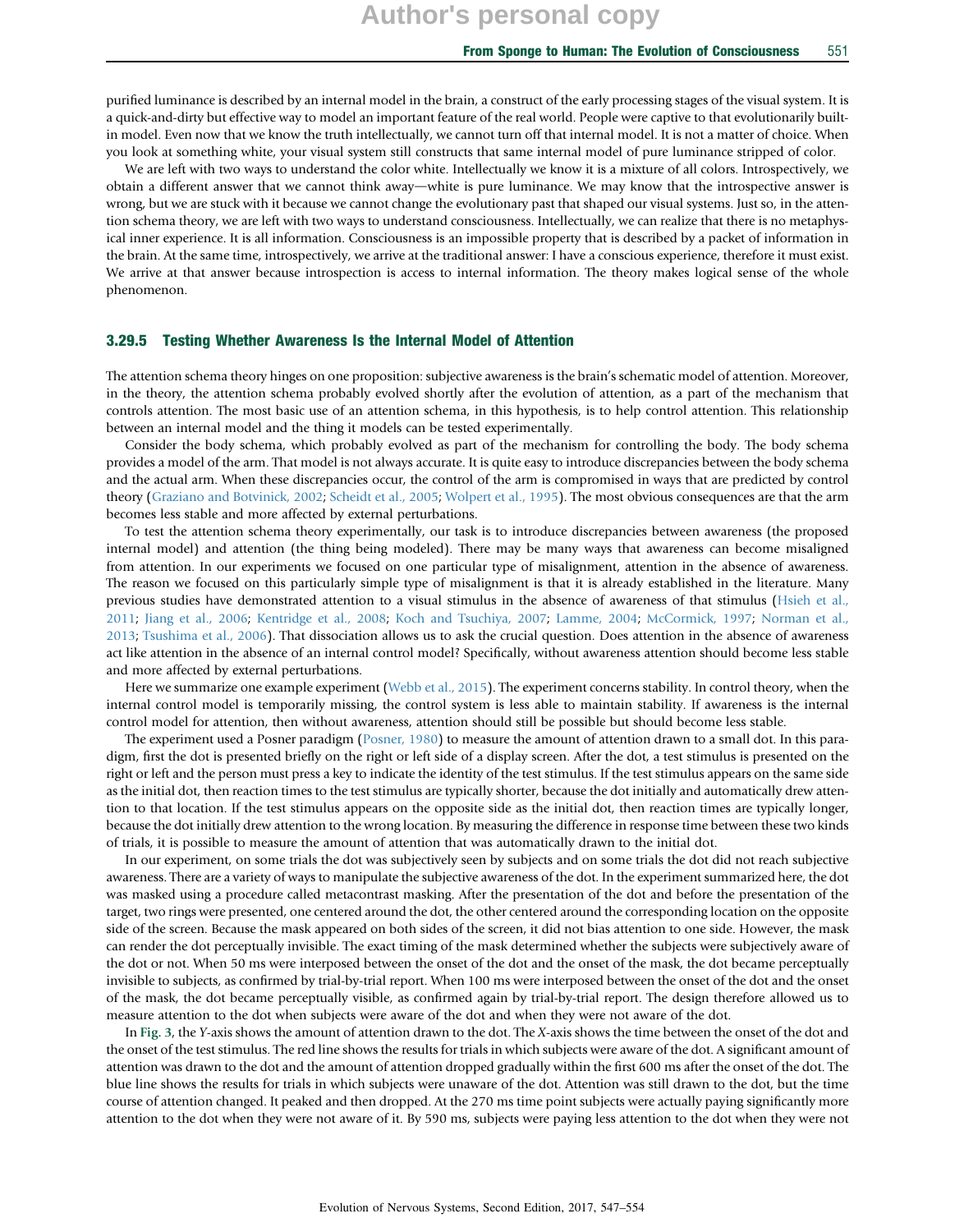purified luminance is described by an internal model in the brain, a construct of the early processing stages of the visual system. It is a quick-and-dirty but effective way to model an important feature of the real world. People were captive to that evolutionarily built-in model. Even now that we know the truth intellectually, we cannot turn off that internal model. It is not a matter of choice. When you look at something white, your visual system still constructs that same internal model of pure luminance stripped of color.

We are left with two ways to understand the color white. Intellectually we know it is a mixture of all colors. Introspectively, we obtain a different answer that we cannot think away—white is pure luminance. We may know that the introspective answer is wrong, but we are stuck with it because we cannot change the evolutionary past that shaped our visual systems. Just so, in the attention schema theory, we are left with two ways to understand consciousness. Intellectually, we can realize that there is no metaphysical inner experience. It is all information. Consciousness is an impossible property that is described by a packet of information in the brain. At the same time, introspectively, we arrive at the traditional answer: I have a conscious experience, therefore it must exist. We arrive at that answer because introspection is access to internal information. The theory makes logical sense of the whole phenomenon.

### 3.29.5 Testing Whether Awareness Is the Internal Model of Attention

The attention schema theory hinges on one proposition: subjective awareness is the brain's schematic model of attention. Moreover, in the theory, the attention schema probably evolved shortly after the evolution of attention, as a part of the mechanism that controls attention. The most basic use of an attention schema, in this hypothesis, is to help control attention. This relationship between an internal model and the thing it models can be tested experimentally.

Consider the body schema, which probably evolved as part of the mechanism for controlling the body. The body schema provides a model of the arm. That model is not always accurate. It is quite easy to introduce discrepancies between the body schema and the actual arm. When these discrepancies occur, the control of the arm is compromised in ways that are predicted by control theory (Graziano and Botvinick, 2002; Scheidt et al., 2005; Wolpert et al., 1995). The most obvious consequences are that the arm becomes less stable and more affected by external perturbations.

To test the attention schema theory experimentally, our task is to introduce discrepancies between awareness (the proposed internal model) and attention (the thing being modeled). There may be many ways that awareness can become misaligned from attention. In our experiments we focused on one particular type of misalignment, attention in the absence of awareness. The reason we focused on this particularly simple type of misalignment is that it is already established in the literature. Many previous studies have demonstrated attention to a visual stimulus in the absence of awareness of that stimulus (Hsieh et al., 2011; Jiang et al., 2006; Kentridge et al., 2008; Koch and Tsuchiya, 2007; Lamme, 2004; McCormick, 1997; Norman et al., 2013; Tsushima et al., 2006). That dissociation allows us to ask the crucial question. Does attention in the absence of awareness act like attention in the absence of an internal control model? Specifically, without awareness attention should become less stable and more affected by external perturbations.

Here we summarize one example experiment (Webb et al., 2015). The experiment concerns stability. In control theory, when the internal control model is temporarily missing, the control system is less able to maintain stability. If awareness is the internal control model for attention, then without awareness, attention should still be possible but should become less stable.

The experiment used a Posner paradigm (Posner, 1980) to measure the amount of attention drawn to a small dot. In this paradigm, first the dot is presented briefly on the right or left side of a display screen. After the dot, a test stimulus is presented on the right or left and the person must press a key to indicate the identity of the test stimulus. If the test stimulus appears on the same side as the initial dot, then reaction times to the test stimulus are typically shorter, because the dot initially and automatically drew attention to that location. If the test stimulus appears on the opposite side as the initial dot, then reaction times are typically longer, because the dot initially drew attention to the wrong location. By measuring the difference in response time between these two kinds of trials, it is possible to measure the amount of attention that was automatically drawn to the initial dot.

In our experiment, on some trials the dot was subjectively seen by subjects and on some trials the dot did not reach subjective awareness. There are a variety of ways to manipulate the subjective awareness of the dot. In the experiment summarized here, the dot was masked using a procedure called metacontrast masking. After the presentation of the dot and before the presentation of the target, two rings were presented, one centered around the dot, the other centered around the corresponding location on the opposite side of the screen. Because the mask appeared on both sides of the screen, it did not bias attention to one side. However, the mask can render the dot perceptually invisible. The exact timing of the mask determined whether the subjects were subjectively aware of the dot or not. When 50 ms were interposed between the onset of the dot and the onset of the mask, the dot became perceptually invisible to subjects, as confirmed by trial-by-trial report. When 100 ms were interposed between the onset of the dot and the onset of the mask, the dot became perceptually visible, as confirmed again by trial-by-trial report. The design therefore allowed us to measure attention to the dot when subjects were aware of the dot and when they were not aware of the dot.

In Fig. 3, the *Y*-axis shows the amount of attention drawn to the dot. The *X*-axis shows the time between the onset of the dot and the onset of the test stimulus. The red line shows the results for trials in which subjects were aware of the dot. A significant amount of attention was drawn to the dot and the amount of attention dropped gradually within the first 600 ms after the onset of the dot. The blue line shows the results for trials in which subjects were unaware of the dot. Attention was still drawn to the dot, but the time course of attention changed. It peaked and then dropped. At the 270 ms time point subjects were actually paying significantly more attention to the dot when they were not aware of it. By 590 ms, subjects were paying less attention to the dot when they were not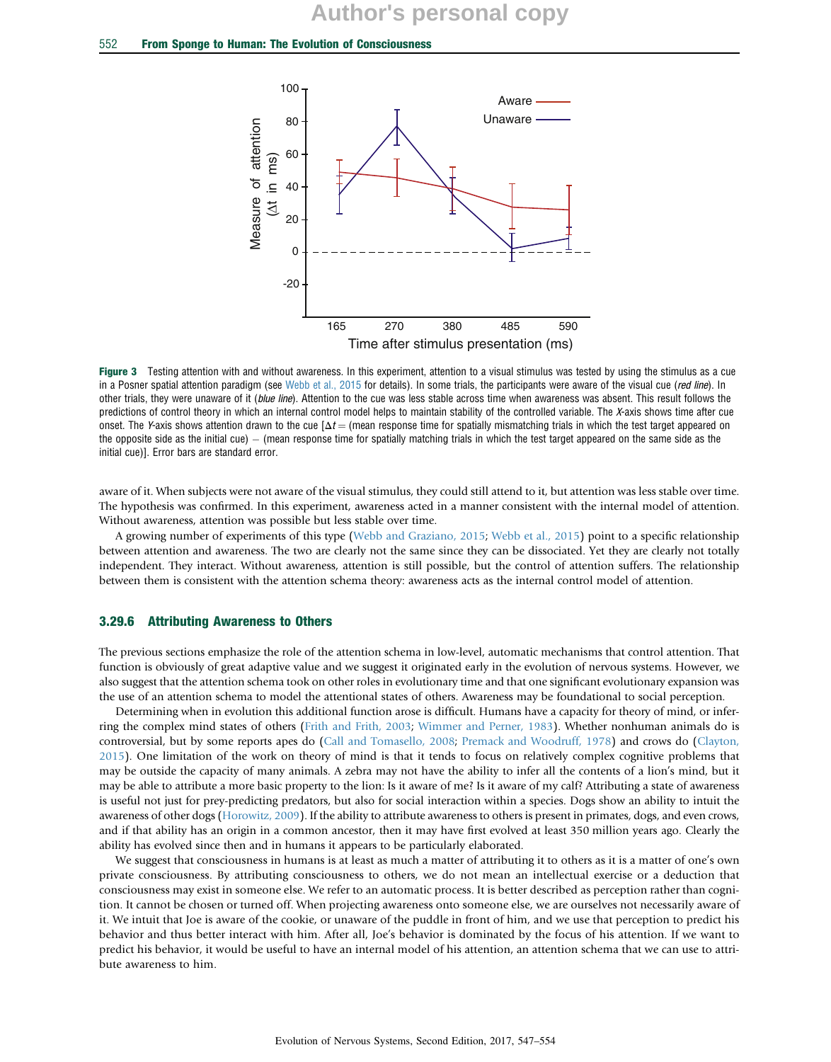100
80
60
40
20
0
-20

Measure of attention
(Δt in ms)

Aware
Unaware

165
270
380
485
590

Time after stimulus presentation (ms)

**Figure 3** Testing attention with and without awareness. In this experiment, attention to a visual stimulus was tested by using the stimulus as a cue in a Posner spatial attention paradigm (see Webb et al., 2015 for details). In some trials, the participants were aware of the visual cue (*red line*). In other trials, they were unaware of it (*blue line*). Attention to the cue was less stable across time when awareness was absent. This result follows the predictions of control theory in which an internal control model helps to maintain stability of the controlled variable. The *X*-axis shows time after cue onset. The *Y*-axis shows attention drawn to the cue [$\Delta t$ = (mean response time for spatially mismatching trials in which the test target appeared on the opposite side as the initial cue) − (mean response time for spatially matching trials in which the test target appeared on the same side as the initial cue)]. Error bars are standard error.

aware of it. When subjects were not aware of the visual stimulus, they could still attend to it, but attention was less stable over time. The hypothesis was confirmed. In this experiment, awareness acted in a manner consistent with the internal model of attention. Without awareness, attention was possible but less stable over time.

A growing number of experiments of this type (Webb and Graziano, 2015; Webb et al., 2015) point to a specific relationship between attention and awareness. The two are clearly not the same since they can be dissociated. Yet they are clearly not totally independent. They interact. Without awareness, attention is still possible, but the control of attention suffers. The relationship between them is consistent with the attention schema theory: awareness acts as the internal control model of attention.

### 3.29.6 Attributing Awareness to Others

The previous sections emphasize the role of the attention schema in low-level, automatic mechanisms that control attention. That function is obviously of great adaptive value and we suggest it originated early in the evolution of nervous systems. However, we also suggest that the attention schema took on other roles in evolutionary time and that one significant evolutionary expansion was the use of an attention schema to model the attentional states of others. Awareness may be foundational to social perception.

Determining when in evolution this additional function arose is difficult. Humans have a capacity for theory of mind, or inferring the complex mind states of others (Frith and Frith, 2003; Wimmer and Perner, 1983). Whether nonhuman animals do is controversial, but by some reports apes do (Call and Tomasello, 2008; Premack and Woodruff, 1978) and crows do (Clayton, 2015). One limitation of the work on theory of mind is that it tends to focus on relatively complex cognitive problems that may be outside the capacity of many animals. A zebra may not have the ability to infer all the contents of a lion's mind, but it may be able to attribute a more basic property to the lion: Is it aware of me? Is it aware of my calf? Attributing a state of awareness is useful not just for prey-predicting predators, but also for social interaction within a species. Dogs show an ability to intuit the awareness of other dogs (Horowitz, 2009). If the ability to attribute awareness to others is present in primates, dogs, and even crows, and if that ability has an origin in a common ancestor, then it may have first evolved at least 350 million years ago. Clearly the ability has evolved since then and in humans it appears to be particularly elaborated.

We suggest that consciousness in humans is at least as much a matter of attributing it to others as it is a matter of one's own private consciousness. By attributing consciousness to others, we do not mean an intellectual exercise or a deduction that consciousness may exist in someone else. We refer to an automatic process. It is better described as perception rather than cognition. It cannot be chosen or turned off. When projecting awareness onto someone else, we are ourselves not necessarily aware of it. We intuit that Joe is aware of the cookie, or unaware of the puddle in front of him, and we use that perception to predict his behavior and thus better interact with him. After all, Joe's behavior is dominated by the focus of his attention. If we want to predict his behavior, it would be useful to have an internal model of his attention, an attention schema that we can use to attribute awareness to him.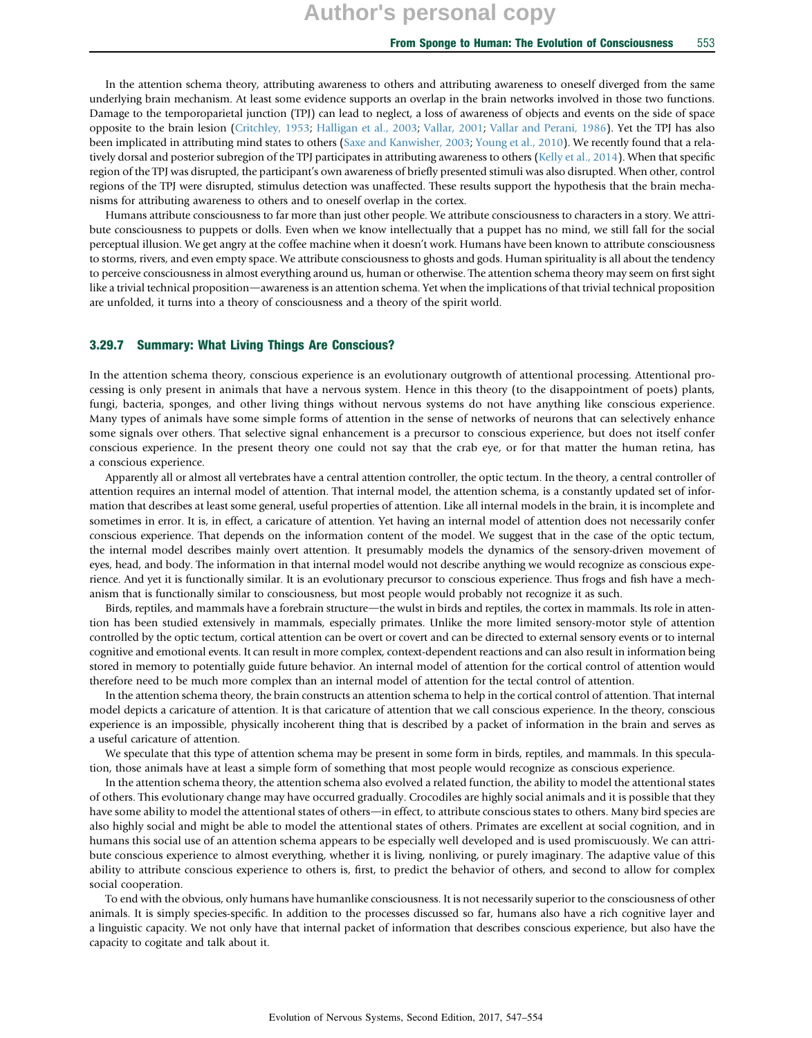In the attention schema theory, attributing awareness to others and attributing awareness to oneself diverged from the same underlying brain mechanism. At least some evidence supports an overlap in the brain networks involved in those two functions. Damage to the temporoparietal junction (TPJ) can lead to neglect, a loss of awareness of objects and events on the side of space opposite to the brain lesion (Critchley, 1953; Halligan et al., 2003; Vallar, 2001; Vallar and Perani, 1986). Yet the TPJ has also been implicated in attributing mind states to others (Saxe and Kanwisher, 2003; Young et al., 2010). We recently found that a relatively dorsal and posterior subregion of the TPJ participates in attributing awareness to others (Kelly et al., 2014). When that specific region of the TPJ was disrupted, the participant's own awareness of briefly presented stimuli was also disrupted. When other, control regions of the TPJ were disrupted, stimulus detection was unaffected. These results support the hypothesis that the brain mechanisms for attributing awareness to others and to oneself overlap in the cortex.

Humans attribute consciousness to far more than just other people. We attribute consciousness to characters in a story. We attribute consciousness to puppets or dolls. Even when we know intellectually that a puppet has no mind, we still fall for the social perceptual illusion. We get angry at the coffee machine when it doesn't work. Humans have been known to attribute consciousness to storms, rivers, and even empty space. We attribute consciousness to ghosts and gods. Human spirituality is all about the tendency to perceive consciousness in almost everything around us, human or otherwise. The attention schema theory may seem on first sight like a trivial technical proposition—awareness is an attention schema. Yet when the implications of that trivial technical proposition are unfolded, it turns into a theory of consciousness and a theory of the spirit world.

### 3.29.7 Summary: What Living Things Are Conscious?

In the attention schema theory, conscious experience is an evolutionary outgrowth of attentional processing. Attentional processing is only present in animals that have a nervous system. Hence in this theory (to the disappointment of poets) plants, fungi, bacteria, sponges, and other living things without nervous systems do not have anything like conscious experience. Many types of animals have some simple forms of attention in the sense of networks of neurons that can selectively enhance some signals over others. That selective signal enhancement is a precursor to conscious experience, but does not itself confer conscious experience. In the present theory one could not say that the crab eye, or for that matter the human retina, has a conscious experience.

Apparently all or almost all vertebrates have a central attention controller, the optic tectum. In the theory, a central controller of attention requires an internal model of attention. That internal model, the attention schema, is a constantly updated set of information that describes at least some general, useful properties of attention. Like all internal models in the brain, it is incomplete and sometimes in error. It is, in effect, a caricature of attention. Yet having an internal model of attention does not necessarily confer conscious experience. That depends on the information content of the model. We suggest that in the case of the optic tectum, the internal model describes mainly overt attention. It presumably models the dynamics of the sensory-driven movement of eyes, head, and body. The information in that internal model would not describe anything we would recognize as conscious experience. And yet it is functionally similar. It is an evolutionary precursor to conscious experience. Thus frogs and fish have a mechanism that is functionally similar to consciousness, but most people would probably not recognize it as such.

Birds, reptiles, and mammals have a forebrain structure—the wulst in birds and reptiles, the cortex in mammals. Its role in attention has been studied extensively in mammals, especially primates. Unlike the more limited sensory-motor style of attention controlled by the optic tectum, cortical attention can be overt or covert and can be directed to external sensory events or to internal cognitive and emotional events. It can result in more complex, context-dependent reactions and can also result in information being stored in memory to potentially guide future behavior. An internal model of attention for the cortical control of attention would therefore need to be much more complex than an internal model of attention for the tectal control of attention.

In the attention schema theory, the brain constructs an attention schema to help in the cortical control of attention. That internal model depicts a caricature of attention. It is that caricature of attention that we call conscious experience. In the theory, conscious experience is an impossible, physically incoherent thing that is described by a packet of information in the brain and serves as a useful caricature of attention.

We speculate that this type of attention schema may be present in some form in birds, reptiles, and mammals. In this speculation, those animals have at least a simple form of something that most people would recognize as conscious experience.

In the attention schema theory, the attention schema also evolved a related function, the ability to model the attentional states of others. This evolutionary change may have occurred gradually. Crocodiles are highly social animals and it is possible that they have some ability to model the attentional states of others—in effect, to attribute conscious states to others. Many bird species are also highly social and might be able to model the attentional states of others. Primates are excellent at social cognition, and in humans this social use of an attention schema appears to be especially well developed and is used promiscuously. We can attribute conscious experience to almost everything, whether it is living, nonliving, or purely imaginary. The adaptive value of this ability to attribute conscious experience to others is, first, to predict the behavior of others, and second to allow for complex social cooperation.

To end with the obvious, only humans have humanlike consciousness. It is not necessarily superior to the consciousness of other animals. It is simply species-specific. In addition to the processes discussed so far, humans also have a rich cognitive layer and a linguistic capacity. We not only have that internal packet of information that describes conscious experience, but also have the capacity to cogitate and talk about it.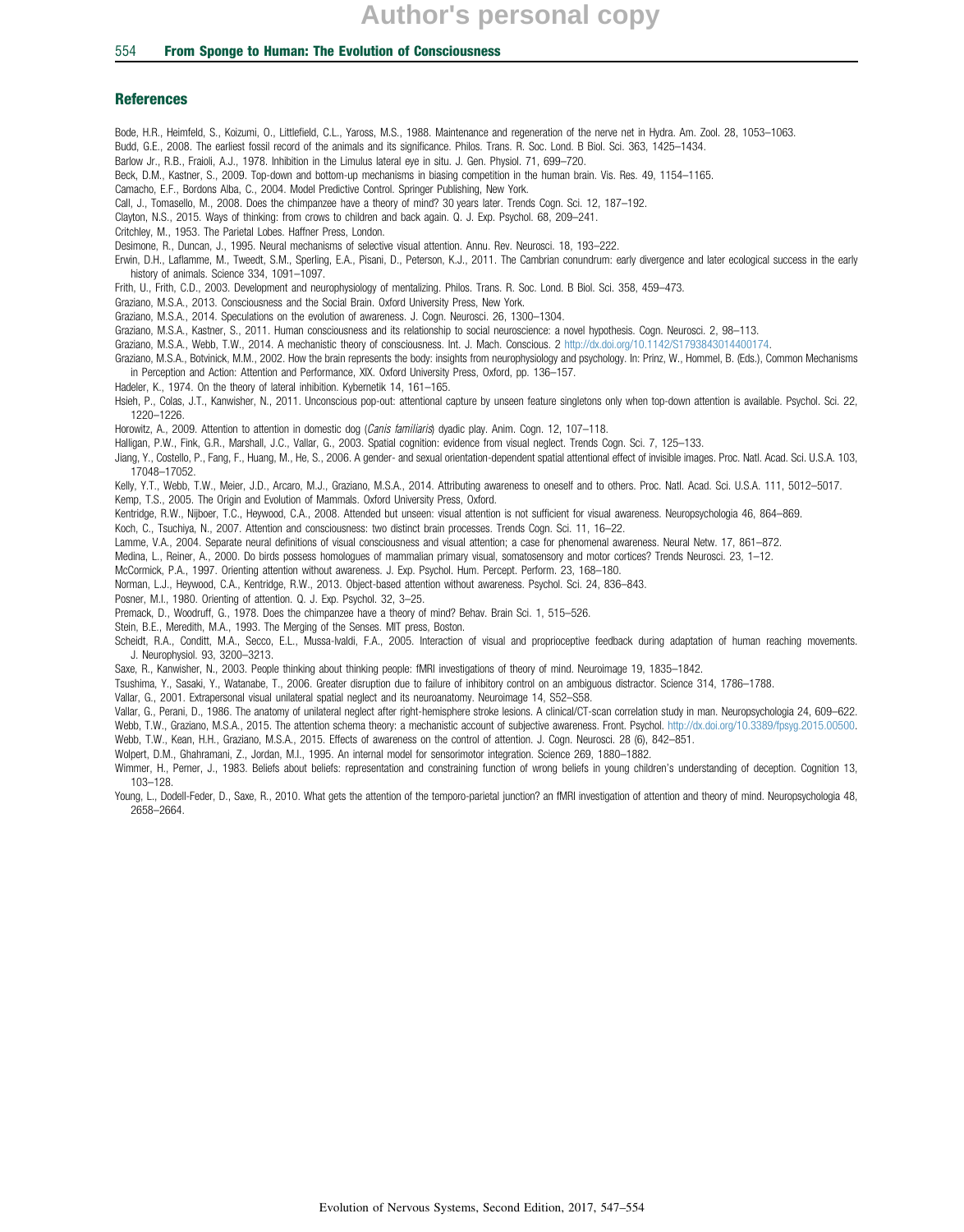## References

Bode, H.R., Heimfeld, S., Koizumi, O., Littlefield, C.L., Yaross, M.S., 1988. Maintenance and regeneration of the nerve net in Hydra. Am. Zool. 28, 1053–1063.

Budd, G.E., 2008. The earliest fossil record of the animals and its significance. Philos. Trans. R. Soc. Lond. B Biol. Sci. 363, 1425–1434.

Barlow Jr., R.B., Fraioli, A.J., 1978. Inhibition in the Limulus lateral eye in situ. J. Gen. Physiol. 71, 699–720.

Beck, D.M., Kastner, S., 2009. Top-down and bottom-up mechanisms in biasing competition in the human brain. Vis. Res. 49, 1154–1165.

Camacho, E.F., Bordons Alba, C., 2004. Model Predictive Control. Springer Publishing, New York.

Call, J., Tomasello, M., 2008. Does the chimpanzee have a theory of mind? 30 years later. Trends Cogn. Sci. 12, 187–192.

Clayton, N.S., 2015. Ways of thinking: from crows to children and back again. Q. J. Exp. Psychol. 68, 209–241.

Critchley, M., 1953. The Parietal Lobes. Haffner Press, London.

Desimone, R., Duncan, J., 1995. Neural mechanisms of selective visual attention. Annu. Rev. Neurosci. 18, 193–222.

Erwin, D.H., Laflamme, M., Tweedt, S.M., Sperling, E.A., Pisani, D., Peterson, K.J., 2011. The Cambrian conundrum: early divergence and later ecological success in the early history of animals. Science 334, 1091–1097.

Frith, U., Frith, C.D., 2003. Development and neurophysiology of mentalizing. Philos. Trans. R. Soc. Lond. B Biol. Sci. 358, 459–473.

Graziano, M.S.A., 2013. Consciousness and the Social Brain. Oxford University Press, New York.

Graziano, M.S.A., 2014. Speculations on the evolution of awareness. J. Cogn. Neurosci. 26, 1300–1304.

Graziano, M.S.A., Kastner, S., 2011. Human consciousness and its relationship to social neuroscience: a novel hypothesis. Cogn. Neurosci. 2, 98–113.

Graziano, M.S.A., Webb, T.W., 2014. A mechanistic theory of consciousness. Int. J. Mach. Conscious. 2 http://dx.doi.org/10.1142/S1793843014400174.

Graziano, M.S.A., Botvinick, M.M., 2002. How the brain represents the body: insights from neurophysiology and psychology. In: Prinz, W., Hommel, B. (Eds.), Common Mechanisms in Perception and Action: Attention and Performance, XIX. Oxford University Press, Oxford, pp. 136–157.

Hadeler, K., 1974. On the theory of lateral inhibition. Kybernetik 14, 161–165.

Hsieh, P., Colas, J.T., Kanwisher, N., 2011. Unconscious pop-out: attentional capture by unseen feature singletons only when top-down attention is available. Psychol. Sci. 22, 1220–1226.

Horowitz, A., 2009. Attention to attention in domestic dog (*Canis familiaris*) dyadic play. Anim. Cogn. 12, 107–118.

Halligan, P.W., Fink, G.R., Marshall, J.C., Vallar, G., 2003. Spatial cognition: evidence from visual neglect. Trends Cogn. Sci. 7, 125–133.

Jiang, Y., Costello, P., Fang, F., Huang, M., He, S., 2006. A gender- and sexual orientation-dependent spatial attentional effect of invisible images. Proc. Natl. Acad. Sci. U.S.A. 103, 17048–17052.

Kelly, Y.T., Webb, T.W., Meier, J.D., Arcaro, M.J., Graziano, M.S.A., 2014. Attributing awareness to oneself and to others. Proc. Natl. Acad. Sci. U.S.A. 111, 5012–5017.

Kemp, T.S., 2005. The Origin and Evolution of Mammals. Oxford University Press, Oxford.

Kentridge, R.W., Nijboer, T.C., Heywood, C.A., 2008. Attended but unseen: visual attention is not sufficient for visual awareness. Neuropsychologia 46, 864–869.

Koch, C., Tsuchiya, N., 2007. Attention and consciousness: two distinct brain processes. Trends Cogn. Sci. 11, 16–22.

Lamme, V.A., 2004. Separate neural definitions of visual consciousness and visual attention; a case for phenomenal awareness. Neural Netw. 17, 861–872.

Medina, L., Reiner, A., 2000. Do birds possess homologues of mammalian primary visual, somatosensory and motor cortices? Trends Neurosci. 23, 1–12.

McCormick, P.A., 1997. Orienting attention without awareness. J. Exp. Psychol. Hum. Percept. Perform. 23, 168–180.

Norman, L.J., Heywood, C.A., Kentridge, R.W., 2013. Object-based attention without awareness. Psychol. Sci. 24, 836–843.

Posner, M.I., 1980. Orienting of attention. Q. J. Exp. Psychol. 32, 3–25.

Premack, D., Woodruff, G., 1978. Does the chimpanzee have a theory of mind? Behav. Brain Sci. 1, 515–526.

Stein, B.E., Meredith, M.A., 1993. The Merging of the Senses. MIT press, Boston.

Scheidt, R.A., Conditt, M.A., Secco, E.L., Mussa-Ivaldi, F.A., 2005. Interaction of visual and proprioceptive feedback during adaptation of human reaching movements. J. Neurophysiol. 93, 3200–3213.

Saxe, R., Kanwisher, N., 2003. People thinking about thinking people: fMRI investigations of theory of mind. Neuroimage 19, 1835–1842.

Tsushima, Y., Sasaki, Y., Watanabe, T., 2006. Greater disruption due to failure of inhibitory control on an ambiguous distractor. Science 314, 1786–1788.

Vallar, G., 2001. Extrapersonal visual unilateral spatial neglect and its neuroanatomy. Neuroimage 14, S52–S58.

Vallar, G., Perani, D., 1986. The anatomy of unilateral neglect after right-hemisphere stroke lesions. A clinical/CT-scan correlation study in man. Neuropsychologia 24, 609–622.

Webb, T.W., Graziano, M.S.A., 2015. The attention schema theory: a mechanistic account of subjective awareness. Front. Psychol. http://dx.doi.org/10.3389/fpsyg.2015.00500.

Webb, T.W., Kean, H.H., Graziano, M.S.A., 2015. Effects of awareness on the control of attention. J. Cogn. Neurosci. 28 (6), 842–851.

Wolpert, D.M., Ghahramani, Z., Jordan, M.I., 1995. An internal model for sensorimotor integration. Science 269, 1880–1882.

Wimmer, H., Perner, J., 1983. Beliefs about beliefs: representation and constraining function of wrong beliefs in young children's understanding of deception. Cognition 13, 103–128.

Young, L., Dodell-Feder, D., Saxe, R., 2010. What gets the attention of the temporo-parietal junction? an fMRI investigation of attention and theory of mind. Neuropsychologia 48, 2658–2664.